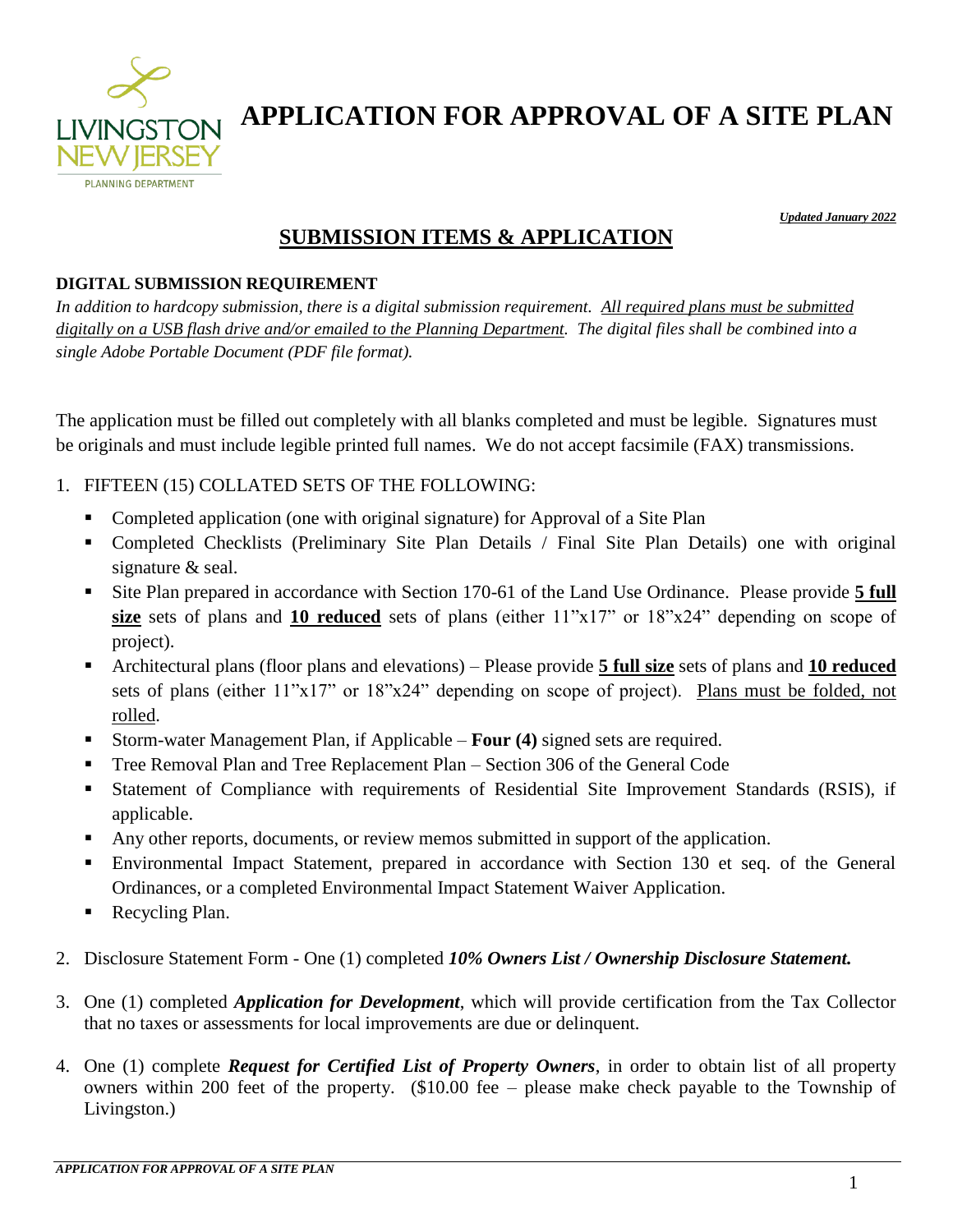LIVINGSTON NEW JERSEY
PLANNING DEPARTMENT

# APPLICATION FOR APPROVAL OF A SITE PLAN

***Updated January 2022***

## SUBMISSION ITEMS & APPLICATION

**DIGITAL SUBMISSION REQUIREMENT**

*In addition to hardcopy submission, there is a digital submission requirement. All required plans must be submitted digitally on a USB flash drive and/or emailed to the Planning Department. The digital files shall be combined into a single Adobe Portable Document (PDF file format).*

The application must be filled out completely with all blanks completed and must be legible. Signatures must be originals and must include legible printed full names. We do not accept facsimile (FAX) transmissions.

1. FIFTEEN (15) COLLATED SETS OF THE FOLLOWING:
   - Completed application (one with original signature) for Approval of a Site Plan
   - Completed Checklists (Preliminary Site Plan Details / Final Site Plan Details) one with original signature & seal.
   - Site Plan prepared in accordance with Section 170-61 of the Land Use Ordinance. Please provide **5 full size** sets of plans and **10 reduced** sets of plans (either 11"x17" or 18"x24" depending on scope of project).
   - Architectural plans (floor plans and elevations) – Please provide **5 full size** sets of plans and **10 reduced** sets of plans (either 11"x17" or 18"x24" depending on scope of project). Plans must be folded, not rolled.
   - Storm-water Management Plan, if Applicable – **Four (4)** signed sets are required.
   - Tree Removal Plan and Tree Replacement Plan – Section 306 of the General Code
   - Statement of Compliance with requirements of Residential Site Improvement Standards (RSIS), if applicable.
   - Any other reports, documents, or review memos submitted in support of the application.
   - Environmental Impact Statement, prepared in accordance with Section 130 et seq. of the General Ordinances, or a completed Environmental Impact Statement Waiver Application.
   - Recycling Plan.

2. Disclosure Statement Form - One (1) completed ***10% Owners List / Ownership Disclosure Statement.***

3. One (1) completed ***Application for Development***, which will provide certification from the Tax Collector that no taxes or assessments for local improvements are due or delinquent.

4. One (1) complete ***Request for Certified List of Property Owners***, in order to obtain list of all property owners within 200 feet of the property. ($10.00 fee – please make check payable to the Township of Livingston.)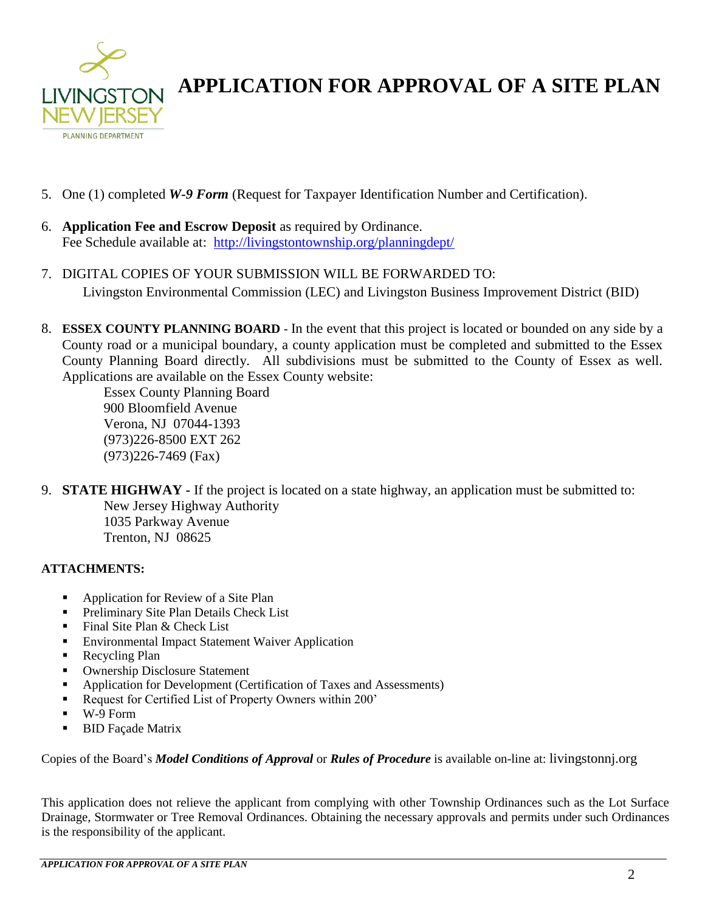# APPLICATION FOR APPROVAL OF A SITE PLAN

5. One (1) completed ***W-9 Form*** (Request for Taxpayer Identification Number and Certification).

6. **Application Fee and Escrow Deposit** as required by Ordinance.
   Fee Schedule available at: http://livingstontownship.org/planningdept/

7. DIGITAL COPIES OF YOUR SUBMISSION WILL BE FORWARDED TO:
   Livingston Environmental Commission (LEC) and Livingston Business Improvement District (BID)

8. **ESSEX COUNTY PLANNING BOARD** - In the event that this project is located or bounded on any side by a County road or a municipal boundary, a county application must be completed and submitted to the Essex County Planning Board directly. All subdivisions must be submitted to the County of Essex as well. Applications are available on the Essex County website:

   Essex County Planning Board
   900 Bloomfield Avenue
   Verona, NJ 07044-1393
   (973)226-8500 EXT 262
   (973)226-7469 (Fax)

9. **STATE HIGHWAY -** If the project is located on a state highway, an application must be submitted to:

   New Jersey Highway Authority
   1035 Parkway Avenue
   Trenton, NJ 08625

**ATTACHMENTS:**

- Application for Review of a Site Plan
- Preliminary Site Plan Details Check List
- Final Site Plan & Check List
- Environmental Impact Statement Waiver Application
- Recycling Plan
- Ownership Disclosure Statement
- Application for Development (Certification of Taxes and Assessments)
- Request for Certified List of Property Owners within 200'
- W-9 Form
- BID Façade Matrix

Copies of the Board's ***Model Conditions of Approval*** or ***Rules of Procedure*** is available on-line at: livingstonnj.org

This application does not relieve the applicant from complying with other Township Ordinances such as the Lot Surface Drainage, Stormwater or Tree Removal Ordinances. Obtaining the necessary approvals and permits under such Ordinances is the responsibility of the applicant.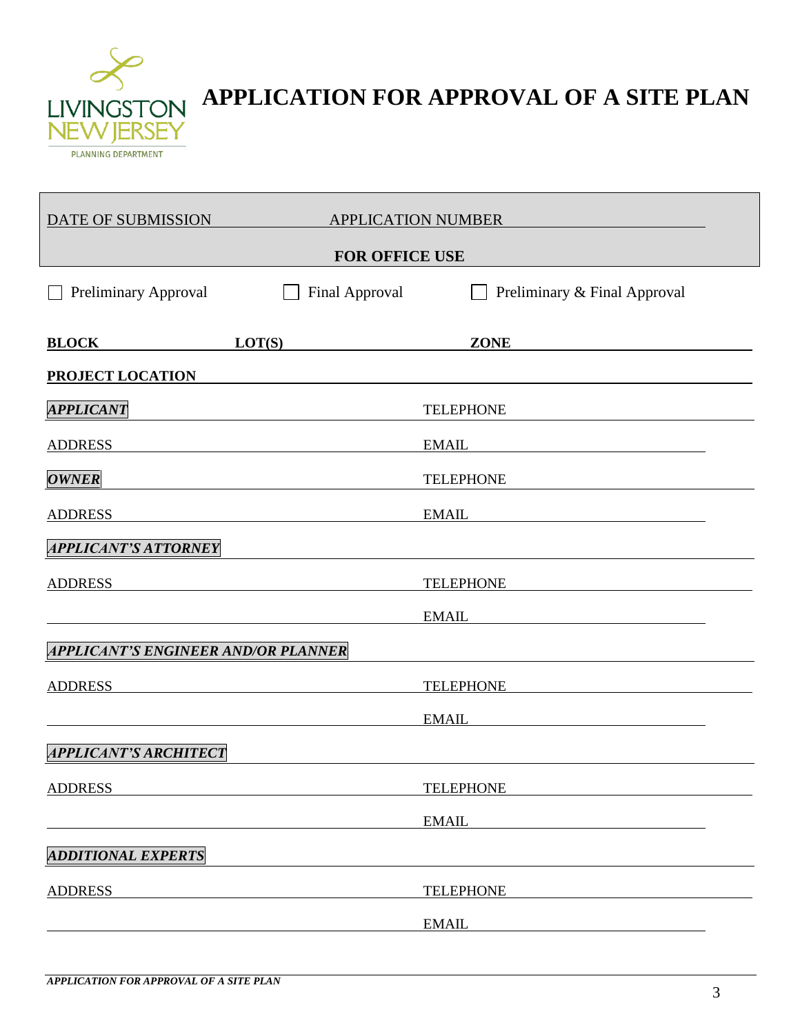LIVINGSTON NEW JERSEY
PLANNING DEPARTMENT

# APPLICATION FOR APPROVAL OF A SITE PLAN

DATE OF SUBMISSION ______________ APPLICATION NUMBER ______________

**FOR OFFICE USE**

☐ Preliminary Approval ☐ Final Approval ☐ Preliminary & Final Approval

**BLOCK** ______________ **LOT(S)** ______________ **ZONE** ______________

**PROJECT LOCATION** ______________

***APPLICANT*** ______________ TELEPHONE ______________

ADDRESS ______________ EMAIL ______________

***OWNER*** ______________ TELEPHONE ______________

ADDRESS ______________ EMAIL ______________

***APPLICANT'S ATTORNEY*** ______________

ADDRESS ______________ TELEPHONE ______________

______________ EMAIL ______________

***APPLICANT'S ENGINEER AND/OR PLANNER*** ______________

ADDRESS ______________ TELEPHONE ______________

______________ EMAIL ______________

***APPLICANT'S ARCHITECT*** ______________

ADDRESS ______________ TELEPHONE ______________

______________ EMAIL ______________

***ADDITIONAL EXPERTS*** ______________

ADDRESS ______________ TELEPHONE ______________

______________ EMAIL ______________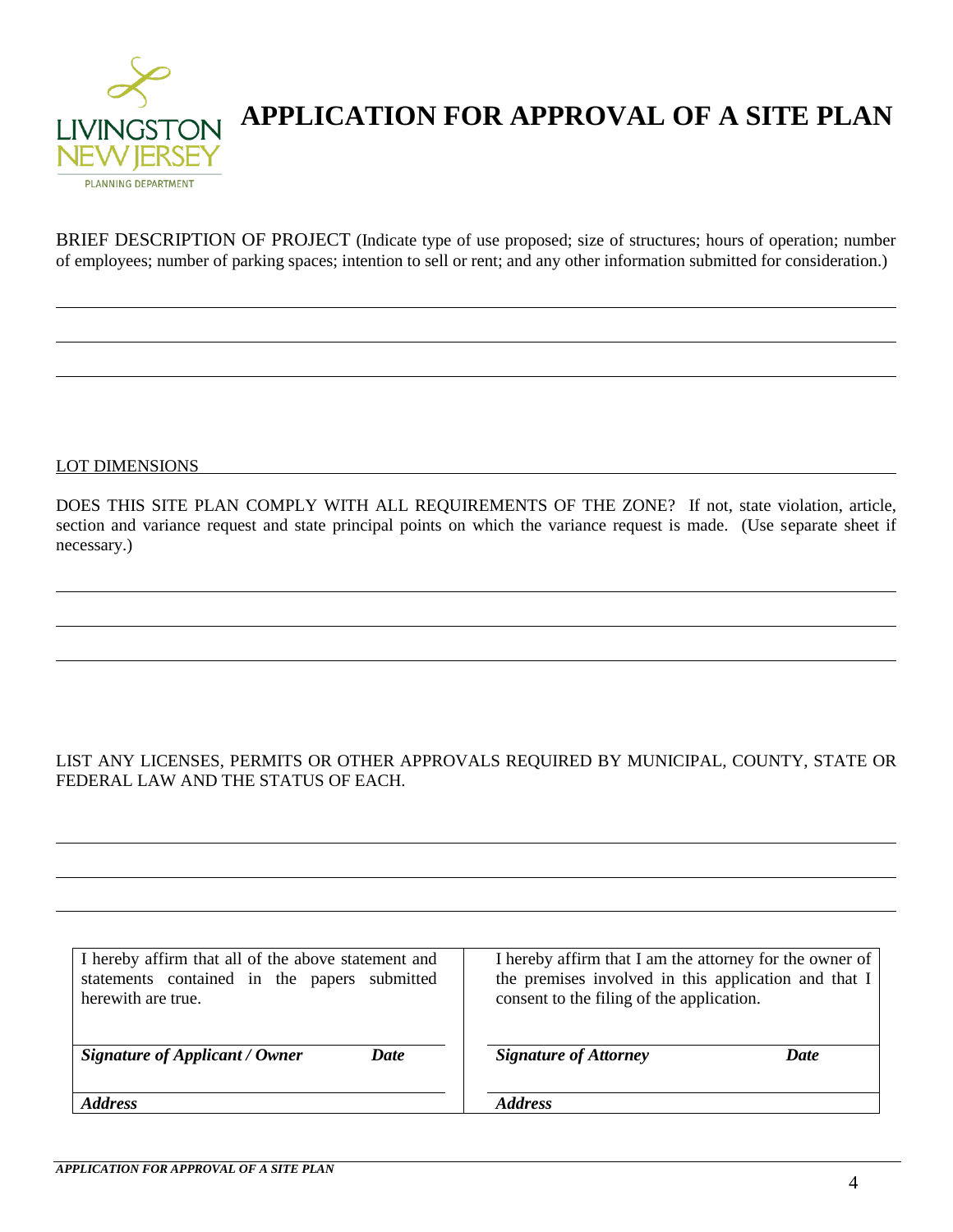LIVINGSTON NEW JERSEY
PLANNING DEPARTMENT

# APPLICATION FOR APPROVAL OF A SITE PLAN

BRIEF DESCRIPTION OF PROJECT (Indicate type of use proposed; size of structures; hours of operation; number of employees; number of parking spaces; intention to sell or rent; and any other information submitted for consideration.)

LOT DIMENSIONS

DOES THIS SITE PLAN COMPLY WITH ALL REQUIREMENTS OF THE ZONE? If not, state violation, article, section and variance request and state principal points on which the variance request is made. (Use separate sheet if necessary.)

LIST ANY LICENSES, PERMITS OR OTHER APPROVALS REQUIRED BY MUNICIPAL, COUNTY, STATE OR FEDERAL LAW AND THE STATUS OF EACH.

| | |
|---|---|
| I hereby affirm that all of the above statement and statements contained in the papers submitted herewith are true. | I hereby affirm that I am the attorney for the owner of the premises involved in this application and that I consent to the filing of the application. |
| ***Signature of Applicant / Owner*** ***Date*** | ***Signature of Attorney*** ***Date*** |
| ***Address*** | ***Address*** |